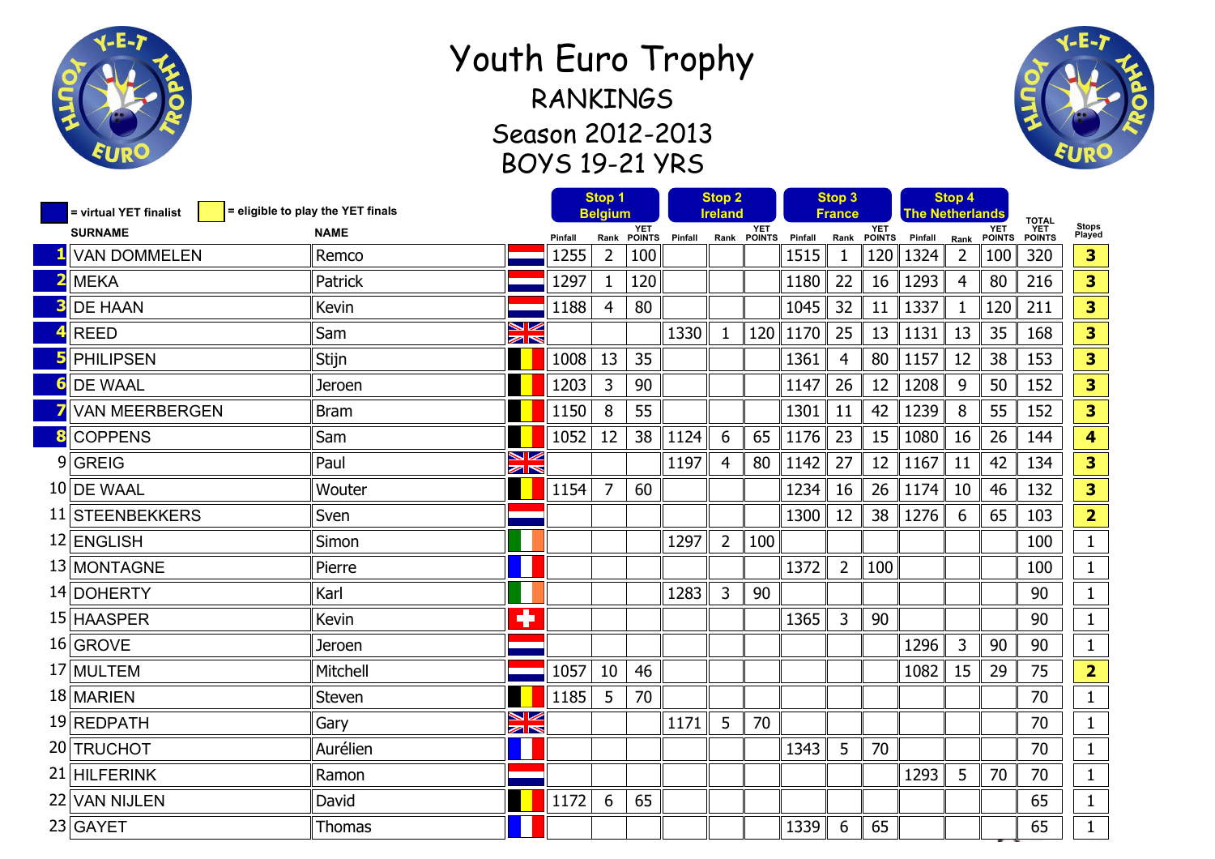# Youth Euro Trophy

## RANKINGS

## Season 2012-2013

## BOYS 19-21 YRS

■ = virtual YET finalist ■ = eligible to play the YET finals

| | SURNAME | NAME | | Stop 1 Belgium | | | Stop 2 Ireland | | | Stop 3 France | | | Stop 4 The Netherlands | | | TOTAL YET POINTS | Stops Played |
|---|---|---|---|---|---|---|---|---|---|---|---|---|---|---|---|---|---|
| | | | | Pinfall | Rank | YET POINTS | Pinfall | Rank | YET POINTS | Pinfall | Rank | YET POINTS | Pinfall | Rank | YET POINTS | | |
| 1 | VAN DOMMELEN | Remco | | 1255 | 2 | 100 | | | | 1515 | 1 | 120 | 1324 | 2 | 100 | 320 | 3 |
| 2 | MEKA | Patrick | | 1297 | 1 | 120 | | | | 1180 | 22 | 16 | 1293 | 4 | 80 | 216 | 3 |
| 3 | DE HAAN | Kevin | | 1188 | 4 | 80 | | | | 1045 | 32 | 11 | 1337 | 1 | 120 | 211 | 3 |
| 4 | REED | Sam | | | | | 1330 | 1 | 120 | 1170 | 25 | 13 | 1131 | 13 | 35 | 168 | 3 |
| 5 | PHILIPSEN | Stijn | | 1008 | 13 | 35 | | | | 1361 | 4 | 80 | 1157 | 12 | 38 | 153 | 3 |
| 6 | DE WAAL | Jeroen | | 1203 | 3 | 90 | | | | 1147 | 26 | 12 | 1208 | 9 | 50 | 152 | 3 |
| 7 | VAN MEERBERGEN | Bram | | 1150 | 8 | 55 | | | | 1301 | 11 | 42 | 1239 | 8 | 55 | 152 | 3 |
| 8 | COPPENS | Sam | | 1052 | 12 | 38 | 1124 | 6 | 65 | 1176 | 23 | 15 | 1080 | 16 | 26 | 144 | 4 |
| 9 | GREIG | Paul | | | | | 1197 | 4 | 80 | 1142 | 27 | 12 | 1167 | 11 | 42 | 134 | 3 |
| 10 | DE WAAL | Wouter | | 1154 | 7 | 60 | | | | 1234 | 16 | 26 | 1174 | 10 | 46 | 132 | 3 |
| 11 | STEENBEKKERS | Sven | | | | | | | | 1300 | 12 | 38 | 1276 | 6 | 65 | 103 | 2 |
| 12 | ENGLISH | Simon | | | | | 1297 | 2 | 100 | | | | | | | 100 | 1 |
| 13 | MONTAGNE | Pierre | | | | | | | | 1372 | 2 | 100 | | | | 100 | 1 |
| 14 | DOHERTY | Karl | | | | | 1283 | 3 | 90 | | | | | | | 90 | 1 |
| 15 | HAASPER | Kevin | | | | | | | | 1365 | 3 | 90 | | | | 90 | 1 |
| 16 | GROVE | Jeroen | | | | | | | | | | | 1296 | 3 | 90 | 90 | 1 |
| 17 | MULTEM | Mitchell | | 1057 | 10 | 46 | | | | | | | 1082 | 15 | 29 | 75 | 2 |
| 18 | MARIEN | Steven | | 1185 | 5 | 70 | | | | | | | | | | 70 | 1 |
| 19 | REDPATH | Gary | | | | | 1171 | 5 | 70 | | | | | | | 70 | 1 |
| 20 | TRUCHOT | Aurélien | | | | | | | | 1343 | 5 | 70 | | | | 70 | 1 |
| 21 | HILFERINK | Ramon | | | | | | | | | | | 1293 | 5 | 70 | 70 | 1 |
| 22 | VAN NIJLEN | David | | 1172 | 6 | 65 | | | | | | | | | | 65 | 1 |
| 23 | GAYET | Thomas | | | | | | | | 1339 | 6 | 65 | | | | 65 | 1 |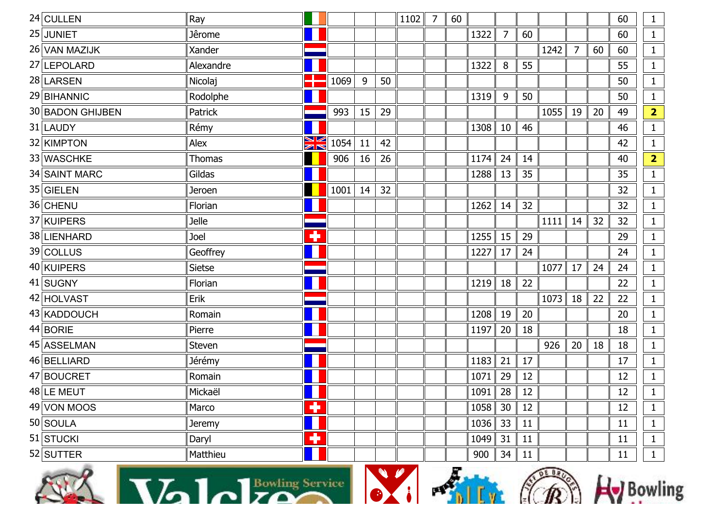| | | | | | | | | | | | | | | | |
|---|---|---|---|---|---|---|---|---|---|---|---|---|---|---|---|
| 24 | CULLEN | Ray | | | | | 1102 | 7 | 60 | | | | | | | 60 | 1 |
| 25 | JUNIET | Jêrome | | | | | | | | 1322 | 7 | 60 | | | | 60 | 1 |
| 26 | VAN MAZIJK | Xander | | | | | | | | | | | 1242 | 7 | 60 | 60 | 1 |
| 27 | LEPOLARD | Alexandre | | | | | | | | 1322 | 8 | 55 | | | | 55 | 1 |
| 28 | LARSEN | Nicolaj | | 1069 | 9 | 50 | | | | | | | | | | 50 | 1 |
| 29 | BIHANNIC | Rodolphe | | | | | | | | 1319 | 9 | 50 | | | | 50 | 1 |
| 30 | BADON GHIJBEN | Patrick | | 993 | 15 | 29 | | | | | | | 1055 | 19 | 20 | 49 | **2** |
| 31 | LAUDY | Rémy | | | | | | | | 1308 | 10 | 46 | | | | 46 | 1 |
| 32 | KIMPTON | Alex | | 1054 | 11 | 42 | | | | | | | | | | 42 | 1 |
| 33 | WASCHKE | Thomas | | 906 | 16 | 26 | | | | 1174 | 24 | 14 | | | | 40 | **2** |
| 34 | SAINT MARC | Gildas | | | | | | | | 1288 | 13 | 35 | | | | 35 | 1 |
| 35 | GIELEN | Jeroen | | 1001 | 14 | 32 | | | | | | | | | | 32 | 1 |
| 36 | CHENU | Florian | | | | | | | | 1262 | 14 | 32 | | | | 32 | 1 |
| 37 | KUIPERS | Jelle | | | | | | | | | | | 1111 | 14 | 32 | 32 | 1 |
| 38 | LIENHARD | Joel | | | | | | | | 1255 | 15 | 29 | | | | 29 | 1 |
| 39 | COLLUS | Geoffrey | | | | | | | | 1227 | 17 | 24 | | | | 24 | 1 |
| 40 | KUIPERS | Sietse | | | | | | | | | | | 1077 | 17 | 24 | 24 | 1 |
| 41 | SUGNY | Florian | | | | | | | | 1219 | 18 | 22 | | | | 22 | 1 |
| 42 | HOLVAST | Erik | | | | | | | | | | | 1073 | 18 | 22 | 22 | 1 |
| 43 | KADDOUCH | Romain | | | | | | | | 1208 | 19 | 20 | | | | 20 | 1 |
| 44 | BORIE | Pierre | | | | | | | | 1197 | 20 | 18 | | | | 18 | 1 |
| 45 | ASSELMAN | Steven | | | | | | | | | | | 926 | 20 | 18 | 18 | 1 |
| 46 | BELLIARD | Jérémy | | | | | | | | 1183 | 21 | 17 | | | | 17 | 1 |
| 47 | BOUCRET | Romain | | | | | | | | 1071 | 29 | 12 | | | | 12 | 1 |
| 48 | LE MEUT | Mickaël | | | | | | | | 1091 | 28 | 12 | | | | 12 | 1 |
| 49 | VON MOOS | Marco | | | | | | | | 1058 | 30 | 12 | | | | 12 | 1 |
| 50 | SOULA | Jeremy | | | | | | | | 1036 | 33 | 11 | | | | 11 | 1 |
| 51 | STUCKI | Daryl | | | | | | | | 1049 | 31 | 11 | | | | 11 | 1 |
| 52 | SUTTER | Matthieu | | | | | | | | 900 | 34 | 11 | | | | 11 | 1 |